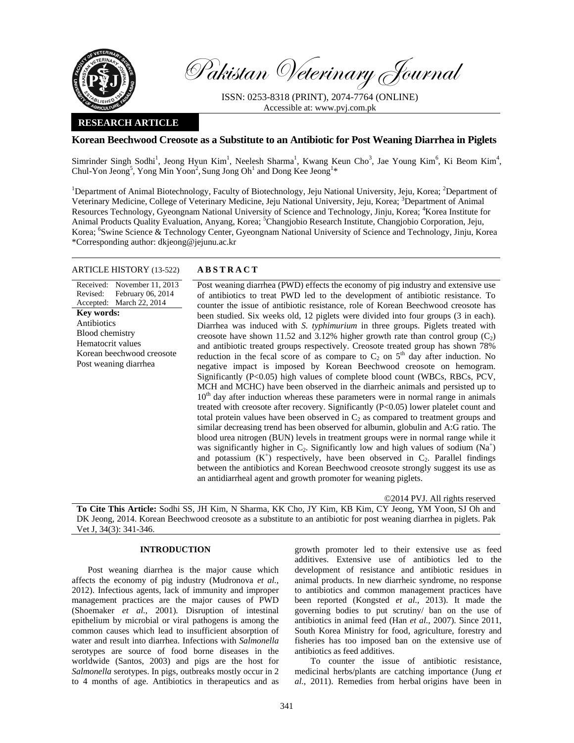# Korean Beechwood Creosote as a Substitute to an Antibiotic for Post Weaning Diarrhea in Piglets

Simrinder Singh Sodhi[1], Jeong Hyun Kim[1], Neelesh Sharma[1], Kwang Keun Cho[3], Jae Young Kim[6], Ki Beom Kim[4], Chul-Yon Jeong[5], Yong Min Yoon[2], Sung Jong Oh[1] and Dong Kee Jeong[1]*

[1]Department of Animal Biotechnology, Faculty of Biotechnology, Jeju National University, Jeju, Korea; [2]Department of Veterinary Medicine, College of Veterinary Medicine, Jeju National University, Jeju, Korea; [3]Department of Animal Resources Technology, Gyeongnam National University of Science and Technology, Jinju, Korea; [4]Korea Institute for Animal Products Quality Evaluation, Anyang, Korea; [5]Changjobio Research Institute, Changjobio Corporation, Jeju, Korea; [6]Swine Science & Technology Center, Gyeongnam National University of Science and Technology, Jinju, Korea

*Corresponding author: dkjeong@jejunu.ac.kr

**RESEARCH ARTICLE**

**ARTICLE HISTORY** (13-522)

Received: November 11, 2013
Revised: February 06, 2014
Accepted: March 22, 2014

**Key words:**
Antibiotics
Blood chemistry
Hematocrit values
Korean beechwood creosote
Post weaning diarrhea

## ABSTRACT

Post weaning diarrhea (PWD) effects the economy of pig industry and extensive use of antibiotics to treat PWD led to the development of antibiotic resistance. To counter the issue of antibiotic resistance, role of Korean Beechwood creosote has been studied. Six weeks old, 12 piglets were divided into four groups (3 in each). Diarrhea was induced with *S. typhimurium* in three groups. Piglets treated with creosote have shown 11.52 and 3.12% higher growth rate than control group ($C_2$) and antibiotic treated groups respectively. Creosote treated group has shown 78% reduction in the fecal score of as compare to $C_2$ on 5[th] day after induction. No negative impact is imposed by Korean Beechwood creosote on hemogram. Significantly ($P<0.05$) high values of complete blood count (WBCs, RBCs, PCV, MCH and MCHC) have been observed in the diarrheic animals and persisted up to 10[th] day after induction whereas these parameters were in normal range in animals treated with creosote after recovery. Significantly ($P<0.05$) lower platelet count and total protein values have been observed in $C_2$ as compared to treatment groups and similar decreasing trend has been observed for albumin, globulin and A:G ratio. The blood urea nitrogen (BUN) levels in treatment groups were in normal range while it was significantly higher in $C_2$. Significantly low and high values of sodium ($Na^+$) and potassium ($K^+$) respectively, have been observed in $C_2$. Parallel findings between the antibiotics and Korean Beechwood creosote strongly suggest its use as an antidiarrheal agent and growth promoter for weaning piglets.

©2014 PVJ. All rights reserved

**To Cite This Article:** Sodhi SS, JH Kim, N Sharma, KK Cho, JY Kim, KB Kim, CY Jeong, YM Yoon, SJ Oh and DK Jeong, 2014. Korean Beechwood creosote as a substitute to an antibiotic for post weaning diarrhea in piglets. Pak Vet J, 34(3): 341-346.

## INTRODUCTION

Post weaning diarrhea is the major cause which affects the economy of pig industry (Mudronova *et al.*, 2012). Infectious agents, lack of immunity and improper management practices are the major causes of PWD (Shoemaker *et al.*, 2001). Disruption of intestinal epithelium by microbial or viral pathogens is among the common causes which lead to insufficient absorption of water and result into diarrhea. Infections with *Salmonella* serotypes are source of food borne diseases in the worldwide (Santos, 2003) and pigs are the host for *Salmonella* serotypes. In pigs, outbreaks mostly occur in 2 to 4 months of age. Antibiotics in therapeutics and as growth promoter led to their extensive use as feed additives. Extensive use of antibiotics led to the development of resistance and antibiotic residues in animal products. In new diarrheic syndrome, no response to antibiotics and common management practices have been reported (Kongsted *et al.*, 2013). It made the governing bodies to put scrutiny/ ban on the use of antibiotics in animal feed (Han *et al.*, 2007). Since 2011, South Korea Ministry for food, agriculture, forestry and fisheries has too imposed ban on the extensive use of antibiotics as feed additives.

To counter the issue of antibiotic resistance, medicinal herbs/plants are catching importance (Jung *et al.*, 2011). Remedies from herbal origins have been in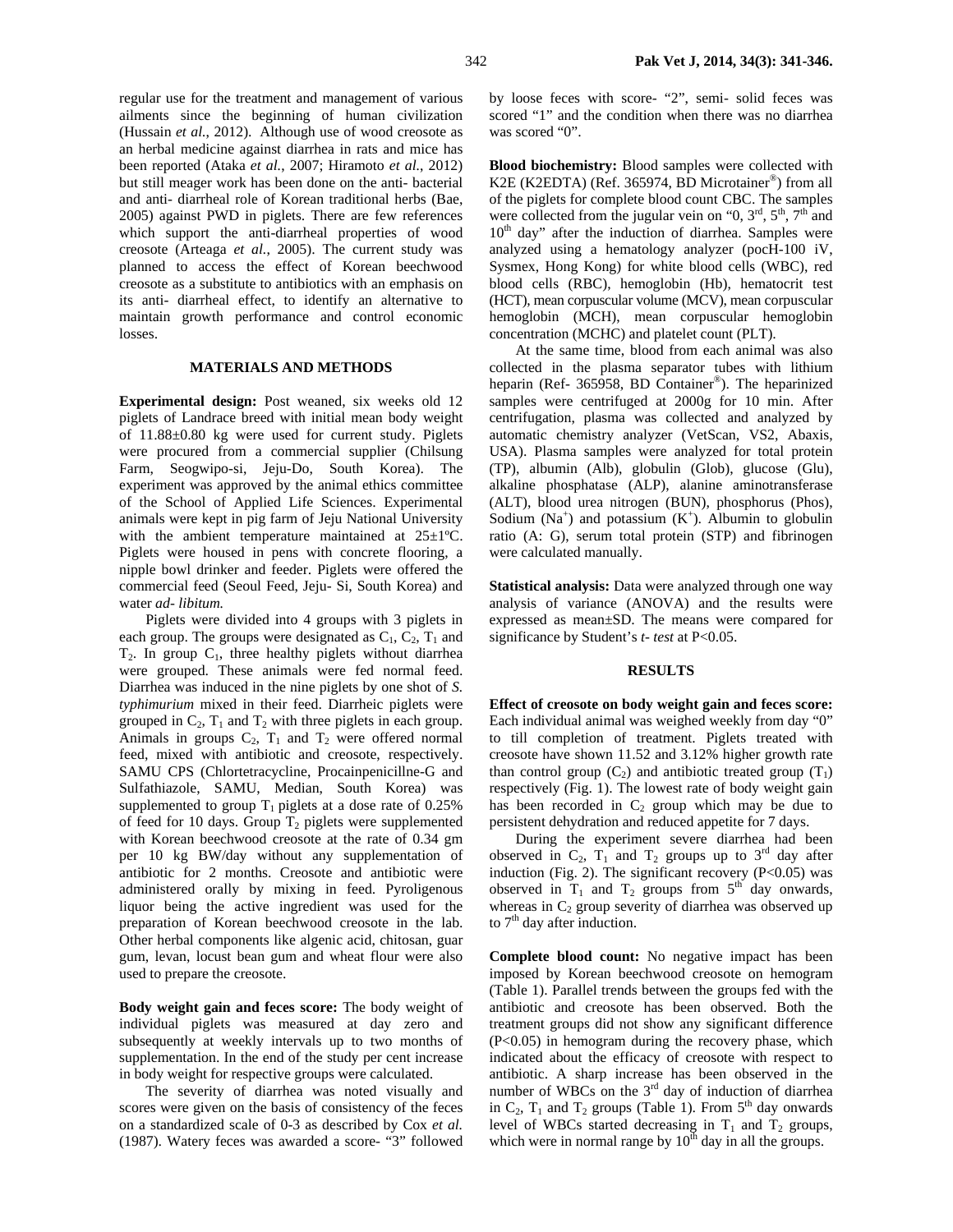regular use for the treatment and management of various ailments since the beginning of human civilization (Hussain *et al.*, 2012). Although use of wood creosote as an herbal medicine against diarrhea in rats and mice has been reported (Ataka *et al.*, 2007; Hiramoto *et al.*, 2012) but still meager work has been done on the anti- bacterial and anti- diarrheal role of Korean traditional herbs (Bae, 2005) against PWD in piglets. There are few references which support the anti-diarrheal properties of wood creosote (Arteaga *et al.*, 2005). The current study was planned to access the effect of Korean beechwood creosote as a substitute to antibiotics with an emphasis on its anti- diarrheal effect, to identify an alternative to maintain growth performance and control economic losses.

## MATERIALS AND METHODS

**Experimental design:** Post weaned, six weeks old 12 piglets of Landrace breed with initial mean body weight of 11.88±0.80 kg were used for current study. Piglets were procured from a commercial supplier (Chilsung Farm, Seogwipo-si, Jeju-Do, South Korea). The experiment was approved by the animal ethics committee of the School of Applied Life Sciences. Experimental animals were kept in pig farm of Jeju National University with the ambient temperature maintained at 25±1ºC. Piglets were housed in pens with concrete flooring, a nipple bowl drinker and feeder. Piglets were offered the commercial feed (Seoul Feed, Jeju- Si, South Korea) and water *ad- libitum.*

Piglets were divided into 4 groups with 3 piglets in each group. The groups were designated as $C_1$, $C_2$, $T_1$ and $T_2$. In group $C_1$, three healthy piglets without diarrhea were grouped. These animals were fed normal feed. Diarrhea was induced in the nine piglets by one shot of *S. typhimurium* mixed in their feed. Diarrheic piglets were grouped in $C_2$, $T_1$ and $T_2$ with three piglets in each group. Animals in groups $C_2$, $T_1$ and $T_2$ were offered normal feed, mixed with antibiotic and creosote, respectively. SAMU CPS (Chlortetracycline, Procainpenicillne-G and Sulfathiazole, SAMU, Median, South Korea) was supplemented to group $T_1$ piglets at a dose rate of 0.25% of feed for 10 days. Group $T_2$ piglets were supplemented with Korean beechwood creosote at the rate of 0.34 gm per 10 kg BW/day without any supplementation of antibiotic for 2 months. Creosote and antibiotic were administered orally by mixing in feed. Pyroligenous liquor being the active ingredient was used for the preparation of Korean beechwood creosote in the lab. Other herbal components like algenic acid, chitosan, guar gum, levan, locust bean gum and wheat flour were also used to prepare the creosote.

**Body weight gain and feces score:** The body weight of individual piglets was measured at day zero and subsequently at weekly intervals up to two months of supplementation. In the end of the study per cent increase in body weight for respective groups were calculated.

The severity of diarrhea was noted visually and scores were given on the basis of consistency of the feces on a standardized scale of 0-3 as described by Cox *et al.* (1987). Watery feces was awarded a score- "3" followed by loose feces with score- "2", semi- solid feces was scored "1" and the condition when there was no diarrhea was scored "0".

**Blood biochemistry:** Blood samples were collected with K2E (K2EDTA) (Ref. 365974, BD Microtainer®) from all of the piglets for complete blood count CBC. The samples were collected from the jugular vein on "0, 3rd, 5th, 7th and 10th day" after the induction of diarrhea. Samples were analyzed using a hematology analyzer (pocH-100 iV, Sysmex, Hong Kong) for white blood cells (WBC), red blood cells (RBC), hemoglobin (Hb), hematocrit test (HCT), mean corpuscular volume (MCV), mean corpuscular hemoglobin (MCH), mean corpuscular hemoglobin concentration (MCHC) and platelet count (PLT).

At the same time, blood from each animal was also collected in the plasma separator tubes with lithium heparin (Ref- 365958, BD Container®). The heparinized samples were centrifuged at 2000g for 10 min. After centrifugation, plasma was collected and analyzed by automatic chemistry analyzer (VetScan, VS2, Abaxis, USA). Plasma samples were analyzed for total protein (TP), albumin (Alb), globulin (Glob), glucose (Glu), alkaline phosphatase (ALP), alanine aminotransferase (ALT), blood urea nitrogen (BUN), phosphorus (Phos), Sodium ($Na^+$) and potassium ($K^+$). Albumin to globulin ratio (A: G), serum total protein (STP) and fibrinogen were calculated manually.

**Statistical analysis:** Data were analyzed through one way analysis of variance (ANOVA) and the results were expressed as mean±SD. The means were compared for significance by Student's *t- test* at $P<0.05$.

## RESULTS

**Effect of creosote on body weight gain and feces score:** Each individual animal was weighed weekly from day "0" to till completion of treatment. Piglets treated with creosote have shown 11.52 and 3.12% higher growth rate than control group ($C_2$) and antibiotic treated group ($T_1$) respectively (Fig. 1). The lowest rate of body weight gain has been recorded in $C_2$ group which may be due to persistent dehydration and reduced appetite for 7 days.

During the experiment severe diarrhea had been observed in $C_2$, $T_1$ and $T_2$ groups up to 3rd day after induction (Fig. 2). The significant recovery ($P<0.05$) was observed in $T_1$ and $T_2$ groups from 5th day onwards, whereas in $C_2$ group severity of diarrhea was observed up to 7th day after induction.

**Complete blood count:** No negative impact has been imposed by Korean beechwood creosote on hemogram (Table 1). Parallel trends between the groups fed with the antibiotic and creosote has been observed. Both the treatment groups did not show any significant difference ($P<0.05$) in hemogram during the recovery phase, which indicated about the efficacy of creosote with respect to antibiotic. A sharp increase has been observed in the number of WBCs on the 3rd day of induction of diarrhea in $C_2$, $T_1$ and $T_2$ groups (Table 1). From 5th day onwards level of WBCs started decreasing in $T_1$ and $T_2$ groups, which were in normal range by 10th day in all the groups.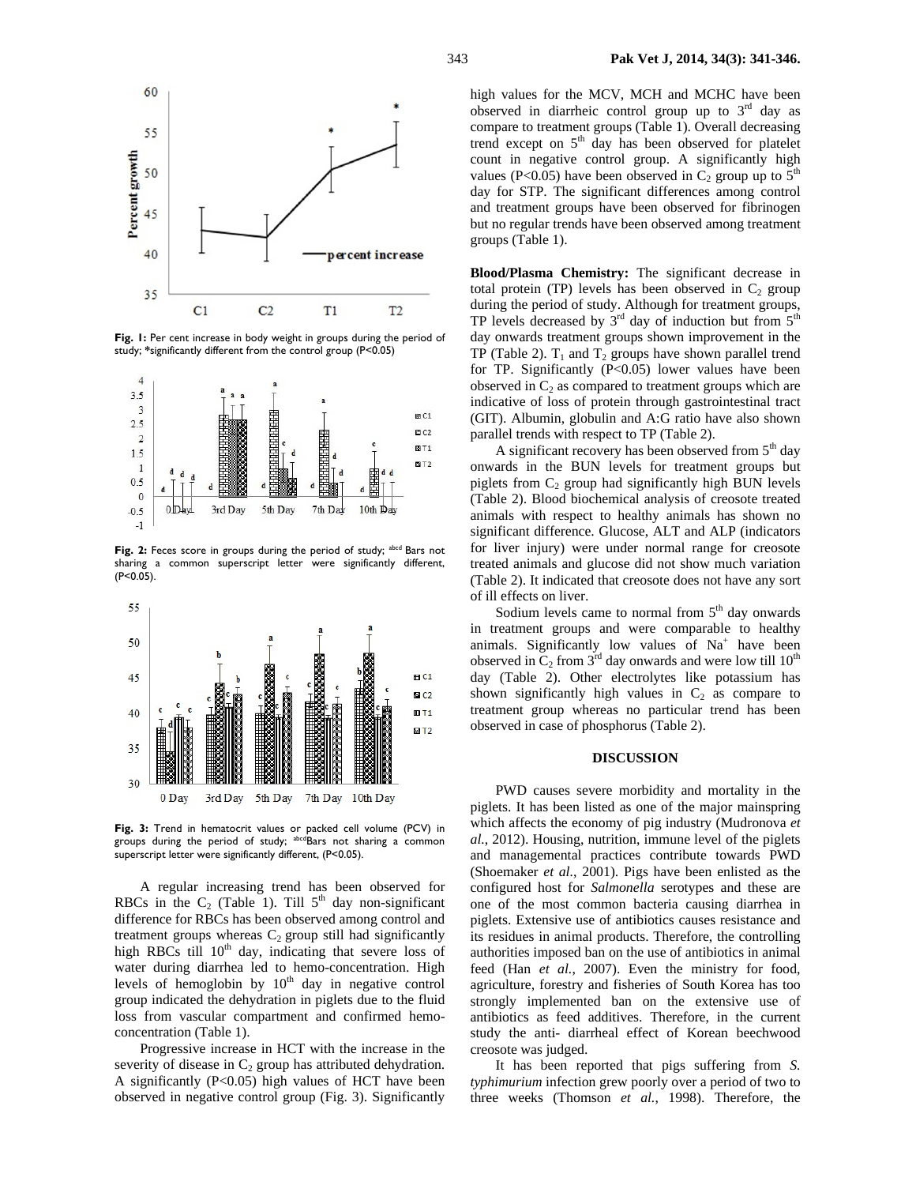Fig. 1: Per cent increase in body weight in groups during the period of study; *significantly different from the control group (P<0.05)

Fig. 2: Feces score in groups during the period of study; [abcd] Bars not sharing a common superscript letter were significantly different, (P<0.05).

Fig. 3: Trend in hematocrit values or packed cell volume (PCV) in groups during the period of study; [abcd]Bars not sharing a common superscript letter were significantly different, (P<0.05).

A regular increasing trend has been observed for RBCs in the $C_2$ (Table 1). Till 5[th] day non-significant difference for RBCs has been observed among control and treatment groups whereas $C_2$ group still had significantly high RBCs till 10[th] day, indicating that severe loss of water during diarrhea led to hemo-concentration. High levels of hemoglobin by 10[th] day in negative control group indicated the dehydration in piglets due to the fluid loss from vascular compartment and confirmed hemo-concentration (Table 1).

Progressive increase in HCT with the increase in the severity of disease in $C_2$ group has attributed dehydration. A significantly (P<0.05) high values of HCT have been observed in negative control group (Fig. 3). Significantly high values for the MCV, MCH and MCHC have been observed in diarrheic control group up to 3[rd] day as compare to treatment groups (Table 1). Overall decreasing trend except on 5[th] day has been observed for platelet count in negative control group. A significantly high values (P<0.05) have been observed in $C_2$ group up to 5[th] day for STP. The significant differences among control and treatment groups have been observed for fibrinogen but no regular trends have been observed among treatment groups (Table 1).

**Blood/Plasma Chemistry:** The significant decrease in total protein (TP) levels has been observed in $C_2$ group during the period of study. Although for treatment groups, TP levels decreased by 3[rd] day of induction but from 5[th] day onwards treatment groups shown improvement in the TP (Table 2). $T_1$ and $T_2$ groups have shown parallel trend for TP. Significantly (P<0.05) lower values have been observed in $C_2$ as compared to treatment groups which are indicative of loss of protein through gastrointestinal tract (GIT). Albumin, globulin and A:G ratio have also shown parallel trends with respect to TP (Table 2).

A significant recovery has been observed from 5[th] day onwards in the BUN levels for treatment groups but piglets from $C_2$ group had significantly high BUN levels (Table 2). Blood biochemical analysis of creosote treated animals with respect to healthy animals has shown no significant difference. Glucose, ALT and ALP (indicators for liver injury) were under normal range for creosote treated animals and glucose did not show much variation (Table 2). It indicated that creosote does not have any sort of ill effects on liver.

Sodium levels came to normal from 5[th] day onwards in treatment groups and were comparable to healthy animals. Significantly low values of $Na^+$ have been observed in $C_2$ from 3[rd] day onwards and were low till 10[th] day (Table 2). Other electrolytes like potassium has shown significantly high values in $C_2$ as compare to treatment group whereas no particular trend has been observed in case of phosphorus (Table 2).

## DISCUSSION

PWD causes severe morbidity and mortality in the piglets. It has been listed as one of the major mainspring which affects the economy of pig industry (Mudronova *et al.*, 2012). Housing, nutrition, immune level of the piglets and managemental practices contribute towards PWD (Shoemaker *et al.*, 2001). Pigs have been enlisted as the configured host for *Salmonella* serotypes and these are one of the most common bacteria causing diarrhea in piglets. Extensive use of antibiotics causes resistance and its residues in animal products. Therefore, the controlling authorities imposed ban on the use of antibiotics in animal feed (Han *et al.*, 2007). Even the ministry for food, agriculture, forestry and fisheries of South Korea has too strongly implemented ban on the extensive use of antibiotics as feed additives. Therefore, in the current study the anti- diarrheal effect of Korean beechwood creosote was judged.

It has been reported that pigs suffering from *S. typhimurium* infection grew poorly over a period of two to three weeks (Thomson *et al.*, 1998). Therefore, the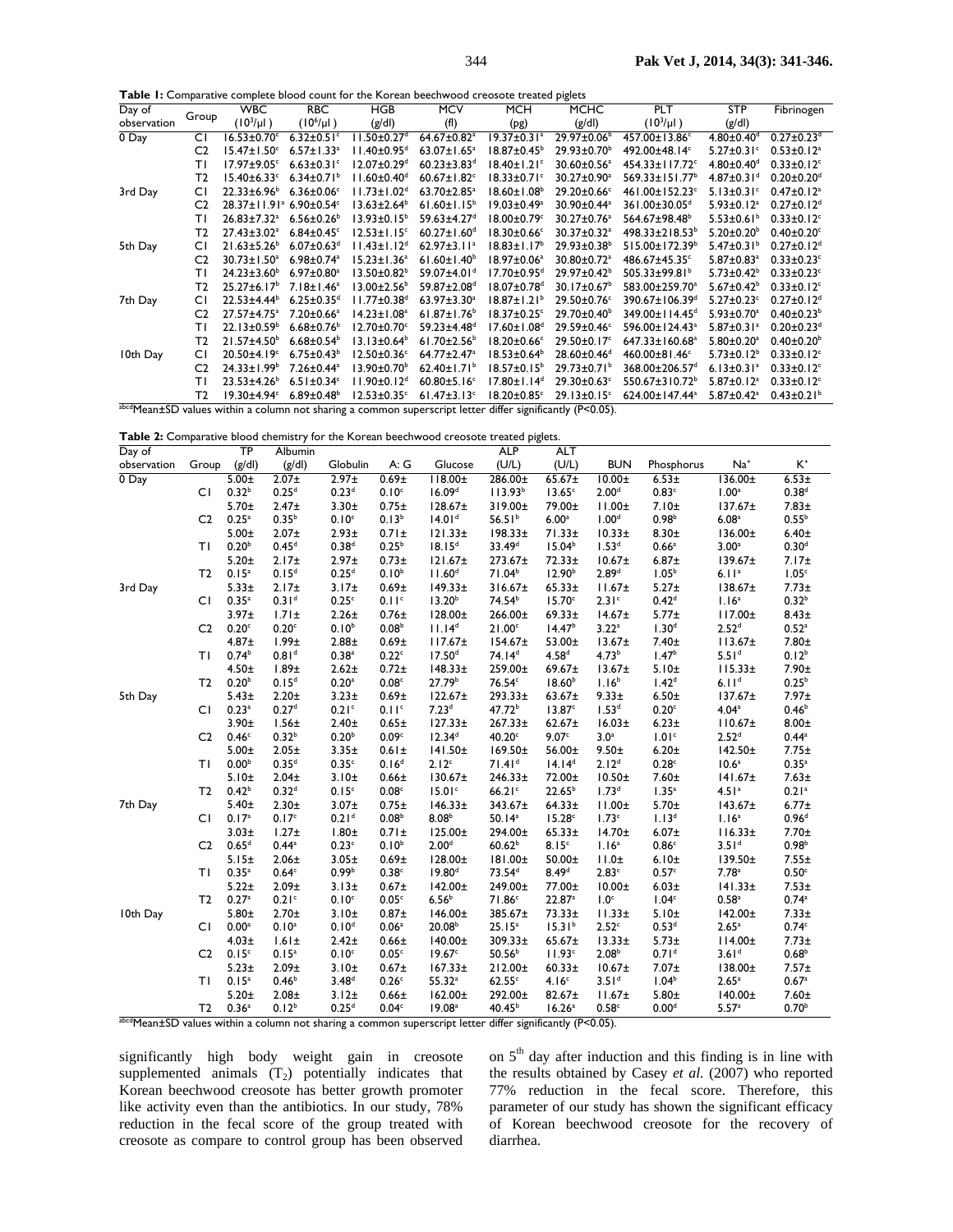**Table 1:** Comparative complete blood count for the Korean beechwood creosote treated piglets

| Day of observation | Group | WBC ($10^3$/μl) | RBC ($10^6$/μl) | HGB (g/dl) | MCV (fl) | MCH (pg) | MCHC (g/dl) | PLT ($10^3$/μl) | STP (g/dl) | Fibrinogen |
|---|---|---|---|---|---|---|---|---|---|---|
| 0 Day | C1 | 16.53±0.70$^c$ | 6.32±0.51$^c$ | 11.50±0.27$^d$ | 64.67±0.82$^a$ | 19.37±0.31$^a$ | 29.97±0.06$^b$ | 457.00±13.86$^c$ | 4.80±0.40$^d$ | 0.27±0.23$^d$ |
| | C2 | 15.47±1.50$^c$ | 6.57±1.33$^a$ | 11.40±0.95$^d$ | 63.07±1.65$^a$ | 18.87±0.45$^b$ | 29.93±0.70$^b$ | 492.00±48.14$^c$ | 5.27±0.31$^c$ | 0.53±0.12$^a$ |
| | T1 | 17.97±9.05$^c$ | 6.63±0.31$^c$ | 12.07±0.29$^d$ | 60.23±3.83$^d$ | 18.40±1.21$^c$ | 30.60±0.56$^a$ | 454.33±117.72$^c$ | 4.80±0.40$^d$ | 0.33±0.12$^c$ |
| | T2 | 15.40±6.33$^c$ | 6.34±0.71$^b$ | 11.60±0.40$^d$ | 60.67±1.82$^c$ | 18.33±0.71$^c$ | 30.27±0.90$^a$ | 569.33±151.77$^b$ | 4.87±0.31$^d$ | 0.20±0.20$^d$ |
| 3rd Day | C1 | 22.33±6.96$^b$ | 6.36±0.06$^c$ | 11.73±1.02$^d$ | 63.70±2.85$^a$ | 18.60±1.08$^b$ | 29.20±0.66$^c$ | 461.00±152.23$^c$ | 5.13±0.31$^c$ | 0.47±0.12$^a$ |
| | C2 | 28.37±11.91$^a$ | 6.90±0.54$^c$ | 13.63±2.64$^b$ | 61.60±1.15$^b$ | 19.03±0.49$^a$ | 30.90±0.44$^a$ | 361.00±30.05$^d$ | 5.93±0.12$^a$ | 0.27±0.12$^d$ |
| | T1 | 26.83±7.32$^a$ | 6.56±0.26$^b$ | 13.93±0.15$^b$ | 59.63±4.27$^d$ | 18.00±0.79$^c$ | 30.27±0.76$^a$ | 564.67±98.48$^b$ | 5.53±0.61$^b$ | 0.33±0.12$^c$ |
| | T2 | 27.43±3.02$^a$ | 6.84±0.45$^c$ | 12.53±1.15$^c$ | 60.27±1.60$^d$ | 18.30±0.66$^c$ | 30.37±0.32$^a$ | 498.33±218.53$^b$ | 5.20±0.20$^b$ | 0.40±0.20$^c$ |
| 5th Day | C1 | 21.63±5.26$^b$ | 6.07±0.63$^d$ | 11.43±1.12$^d$ | 62.97±3.11$^a$ | 18.83±1.17$^b$ | 29.93±0.38$^b$ | 515.00±172.39$^b$ | 5.47±0.31$^b$ | 0.27±0.12$^d$ |
| | C2 | 30.73±1.50$^a$ | 6.98±0.74$^a$ | 15.23±1.36$^a$ | 61.60±1.40$^b$ | 18.97±0.06$^a$ | 30.80±0.72$^a$ | 486.67±45.35$^c$ | 5.87±0.83$^a$ | 0.33±0.23$^c$ |
| | T1 | 24.23±3.60$^b$ | 6.97±0.80$^a$ | 13.50±0.82$^b$ | 59.07±4.01$^d$ | 17.70±0.95$^d$ | 29.97±0.42$^b$ | 505.33±99.81$^b$ | 5.73±0.42$^b$ | 0.33±0.23$^c$ |
| | T2 | 25.27±6.17$^b$ | 7.18±1.46$^a$ | 13.00±2.56$^b$ | 59.87±2.08$^d$ | 18.07±0.78$^d$ | 30.17±0.67$^b$ | 583.00±259.70$^a$ | 5.67±0.42$^b$ | 0.33±0.12$^c$ |
| 7th Day | C1 | 22.53±4.44$^b$ | 6.25±0.35$^d$ | 11.77±0.38$^d$ | 63.97±3.30$^a$ | 18.87±1.21$^b$ | 29.50±0.76$^c$ | 390.67±106.39$^d$ | 5.27±0.23$^c$ | 0.27±0.12$^d$ |
| | C2 | 27.57±4.75$^a$ | 7.20±0.66$^a$ | 14.23±1.08$^a$ | 61.87±1.76$^b$ | 18.37±0.25$^c$ | 29.70±0.40$^b$ | 349.00±114.45$^d$ | 5.93±0.70$^a$ | 0.40±0.23$^b$ |
| | T1 | 22.13±0.59$^b$ | 6.68±0.76$^b$ | 12.70±0.70$^c$ | 59.23±4.48$^d$ | 17.60±1.08$^d$ | 29.59±0.46$^c$ | 596.00±124.43$^a$ | 5.87±0.31$^a$ | 0.20±0.23$^d$ |
| | T2 | 21.57±4.50$^b$ | 6.68±0.54$^b$ | 13.13±0.64$^b$ | 61.70±2.56$^b$ | 18.20±0.66$^c$ | 29.50±0.17$^c$ | 647.33±160.68$^a$ | 5.80±0.20$^a$ | 0.40±0.20$^b$ |
| 10th Day | C1 | 20.50±4.19$^c$ | 6.75±0.43$^b$ | 12.50±0.36$^c$ | 64.77±2.47$^a$ | 18.53±0.64$^b$ | 28.60±0.46$^d$ | 460.00±81.46$^c$ | 5.73±0.12$^b$ | 0.33±0.12$^c$ |
| | C2 | 24.33±1.99$^b$ | 7.26±0.44$^a$ | 13.90±0.70$^b$ | 62.40±1.71$^b$ | 18.57±0.15$^b$ | 29.73±0.71$^b$ | 368.00±206.57$^d$ | 6.13±0.31$^a$ | 0.33±0.12$^c$ |
| | T1 | 23.53±4.26$^b$ | 6.51±0.34$^c$ | 11.90±0.12$^d$ | 60.80±5.16$^c$ | 17.80±1.14$^d$ | 29.30±0.63$^c$ | 550.67±310.72$^b$ | 5.87±0.12$^a$ | 0.33±0.12$^c$ |
| | T2 | 19.30±4.94$^c$ | 6.89±0.48$^b$ | 12.53±0.35$^c$ | 61.47±3.13$^c$ | 18.20±0.85$^c$ | 29.13±0.15$^c$ | 624.00±147.44$^a$ | 5.87±0.42$^a$ | 0.43±0.21$^b$ |

$^{abcd}$Mean±SD values within a column not sharing a common superscript letter differ significantly (P<0.05).

**Table 2:** Comparative blood chemistry for the Korean beechwood creosote treated piglets.

| Day of observation | Group | TP (g/dl) | Albumin (g/dl) | Globulin | A: G | Glucose | ALP (U/L) | ALT (U/L) | BUN | Phosphorus | $Na^+$ | $K^+$ |
|---|---|---|---|---|---|---|---|---|---|---|---|---|
| 0 Day | C1 | 5.00±0.32$^b$ | 2.07±0.25$^d$ | 2.97±0.23$^d$ | 0.69±0.10$^c$ | 118.00±16.09$^d$ | 286.00±113.93$^b$ | 65.67±13.65$^c$ | 10.00±2.00$^d$ | 6.53±0.83$^c$ | 136.00±1.00$^a$ | 6.53±0.38$^d$ |
| | C2 | 5.70±0.25$^a$ | 2.47±0.35$^b$ | 3.30±0.10$^c$ | 0.75±0.13$^b$ | 128.67±14.01$^d$ | 319.00±56.51$^b$ | 79.00±6.00$^a$ | 11.00±1.00$^d$ | 7.10±0.98$^b$ | 137.67±6.08$^a$ | 7.83±0.55$^b$ |
| | T1 | 5.00±0.20$^b$ | 2.07±0.45$^d$ | 2.93±0.38$^d$ | 0.71±0.25$^b$ | 121.33±18.15$^d$ | 198.33±33.49$^d$ | 71.33±15.04$^b$ | 10.33±1.53$^d$ | 8.30±0.66$^a$ | 136.00±3.00$^a$ | 6.40±0.30$^d$ |
| | T2 | 5.20±0.15$^a$ | 2.17±0.15$^d$ | 2.97±0.25$^d$ | 0.73±0.10$^b$ | 121.67±11.60$^d$ | 273.67±71.04$^b$ | 72.33±12.90$^b$ | 10.67±2.89$^d$ | 6.87±1.05$^b$ | 139.67±6.11$^a$ | 7.17±1.05$^c$ |
| 3rd Day | C1 | 5.33±0.35$^a$ | 2.17±0.31$^d$ | 3.17±0.25$^c$ | 0.69±0.11$^c$ | 149.33±13.20$^b$ | 316.67±74.54$^b$ | 65.33±15.70$^c$ | 11.67±2.31$^c$ | 5.27±0.42$^d$ | 138.67±1.16$^a$ | 7.73±0.32$^b$ |
| | C2 | 3.97±0.20$^c$ | 1.71±0.20$^c$ | 2.26±0.10$^b$ | 0.76±0.08$^b$ | 128.00±11.14$^d$ | 266.00±21.00$^c$ | 69.33±14.47$^b$ | 14.67±3.22$^a$ | 5.77±1.30$^d$ | 117.00±2.52$^d$ | 8.43±0.52$^a$ |
| | T1 | 4.87±0.74$^b$ | 1.99±0.81$^d$ | 2.88±0.38$^a$ | 0.69±0.22$^c$ | 117.67±17.50$^d$ | 154.67±74.14$^d$ | 53.00±4.58$^d$ | 13.67±4.73$^b$ | 7.40±1.47$^b$ | 113.67±5.51$^d$ | 7.80±0.12$^b$ |
| | T2 | 4.50±0.20$^b$ | 1.89±0.15$^d$ | 2.62±0.20$^a$ | 0.72±0.08$^c$ | 148.33±27.79$^b$ | 259.00±76.54$^c$ | 69.67±18.60$^b$ | 13.67±1.16$^b$ | 5.10±1.42$^d$ | 115.33±6.11$^d$ | 7.90±0.25$^b$ |
| 5th Day | C1 | 5.43±0.23$^a$ | 2.20±0.27$^d$ | 3.23±0.21$^c$ | 0.69±0.11$^c$ | 122.67±7.23$^d$ | 293.33±47.72$^b$ | 63.67±13.87$^c$ | 9.33±1.53$^d$ | 6.50±0.20$^c$ | 137.67±4.04$^a$ | 7.97±0.46$^b$ |
| | C2 | 3.90±0.46$^c$ | 1.56±0.32$^b$ | 2.40±0.20$^b$ | 0.65±0.09$^c$ | 127.33±12.34$^d$ | 267.33±40.20$^c$ | 62.67±9.07$^c$ | 16.03±3.0$^a$ | 6.23±1.01$^c$ | 110.67±2.52$^d$ | 8.00±0.44$^a$ |
| | T1 | 5.00±0.00$^b$ | 2.05±0.35$^d$ | 3.35±0.35$^c$ | 0.61±0.16$^d$ | 141.50±2.12$^c$ | 169.50±71.41$^d$ | 56.00±14.14$^d$ | 9.50±2.12$^d$ | 6.20±0.28$^c$ | 142.50±10.6$^a$ | 7.75±0.35$^a$ |
| | T2 | 5.10±0.42$^b$ | 2.04±0.32$^d$ | 3.10±0.15$^c$ | 0.66±0.08$^c$ | 130.67±15.01$^c$ | 246.33±66.21$^c$ | 72.00±22.65$^b$ | 10.50±1.73$^d$ | 7.60±1.35$^a$ | 141.67±4.51$^a$ | 7.63±0.21$^a$ |
| 7th Day | C1 | 5.40±0.17$^a$ | 2.30±0.17$^c$ | 3.07±0.21$^d$ | 0.75±0.08$^b$ | 146.33±8.08$^b$ | 343.67±50.14$^a$ | 64.33±15.28$^c$ | 11.00±1.73$^c$ | 5.70±1.13$^d$ | 143.67±1.16$^a$ | 6.77±0.96$^d$ |
| | C2 | 3.03±0.65$^d$ | 1.27±0.44$^a$ | 1.80±0.23$^c$ | 0.71±0.10$^b$ | 125.00±2.00$^d$ | 294.00±60.62$^b$ | 65.33±8.15$^c$ | 14.70±1.16$^a$ | 6.07±0.86$^c$ | 116.33±3.51$^d$ | 7.70±0.98$^b$ |
| | T1 | 5.15±0.35$^a$ | 2.06±0.64$^c$ | 3.05±0.99$^b$ | 0.69±0.38$^c$ | 128.00±19.80$^d$ | 181.00±73.54$^d$ | 50.00±8.49$^d$ | 11.0±2.83$^c$ | 6.10±0.57$^c$ | 139.50±7.78$^a$ | 7.55±0.50$^c$ |
| | T2 | 5.22±0.27$^a$ | 2.09±0.21$^c$ | 3.13±0.10$^c$ | 0.67±0.05$^c$ | 142.00±6.56$^b$ | 249.00±71.86$^c$ | 77.00±22.87$^a$ | 10.00±1.0$^c$ | 6.03±1.04$^c$ | 141.33±0.58$^a$ | 7.53±0.74$^a$ |
| 10th Day | C1 | 5.80±0.00$^a$ | 2.70±0.10$^a$ | 3.10±0.10$^d$ | 0.87±0.06$^a$ | 146.00±20.08$^b$ | 385.67±25.15$^a$ | 73.33±15.31$^b$ | 11.33±2.52$^c$ | 5.10±0.53$^d$ | 142.00±2.65$^a$ | 7.33±0.74$^c$ |
| | C2 | 4.03±0.15$^c$ | 1.61±0.15$^a$ | 2.42±0.10$^c$ | 0.66±0.05$^c$ | 140.00±19.67$^c$ | 309.33±50.56$^b$ | 65.67±11.93$^c$ | 13.33±2.08$^b$ | 5.73±0.71$^d$ | 114.00±3.61$^d$ | 7.73±0.68$^b$ |
| | T1 | 5.23±0.15$^a$ | 2.09±0.46$^b$ | 3.10±3.48$^d$ | 0.67±0.26$^c$ | 167.33±55.32$^a$ | 212.00±62.55$^c$ | 60.33±4.16$^c$ | 10.67±3.51$^d$ | 7.07±1.04$^b$ | 138.00±2.65$^a$ | 7.57±0.67$^a$ |
| | T2 | 5.20±0.36$^a$ | 2.08±0.12$^b$ | 3.12±0.25$^d$ | 0.66±0.04$^c$ | 162.00±19.08$^a$ | 292.00±40.45$^b$ | 82.67±16.26$^a$ | 11.67±0.58$^c$ | 5.80±0.00$^d$ | 140.00±5.57$^a$ | 7.60±0.70$^b$ |

$^{abcd}$Mean±SD values within a column not sharing a common superscript letter differ significantly (P<0.05).

significantly high body weight gain in creosote supplemented animals ($T_2$) potentially indicates that Korean beechwood creosote has better growth promoter like activity even than the antibiotics. In our study, 78% reduction in the fecal score of the group treated with creosote as compare to control group has been observed on 5$^{th}$ day after induction and this finding is in line with the results obtained by Casey *et al.* (2007) who reported 77% reduction in the fecal score. Therefore, this parameter of our study has shown the significant efficacy of Korean beechwood creosote for the recovery of diarrhea.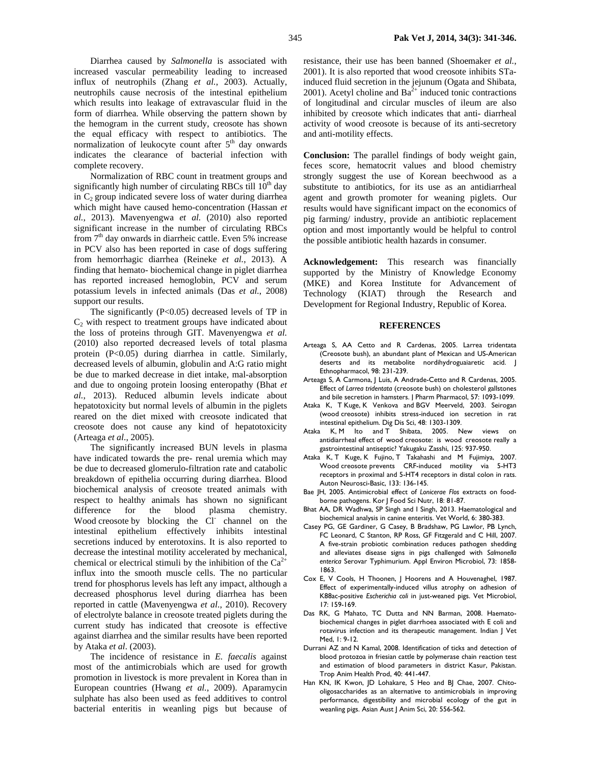Diarrhea caused by *Salmonella* is associated with increased vascular permeability leading to increased influx of neutrophils (Zhang *et al.*, 2003). Actually, neutrophils cause necrosis of the intestinal epithelium which results into leakage of extravascular fluid in the form of diarrhea. While observing the pattern shown by the hemogram in the current study, creosote has shown the equal efficacy with respect to antibiotics. The normalization of leukocyte count after $5^{th}$ day onwards indicates the clearance of bacterial infection with complete recovery.

Normalization of RBC count in treatment groups and significantly high number of circulating RBCs till $10^{th}$ day in $C_2$ group indicated severe loss of water during diarrhea which might have caused hemo-concentration (Hassan *et al.*, 2013). Mavenyengwa *et al.* (2010) also reported significant increase in the number of circulating RBCs from $7^{th}$ day onwards in diarrheic cattle. Even 5% increase in PCV also has been reported in case of dogs suffering from hemorrhagic diarrhea (Reineke *et al.*, 2013). A finding that hemato- biochemical change in piglet diarrhea has reported increased hemoglobin, PCV and serum potassium levels in infected animals (Das *et al.*, 2008) support our results.

The significantly ($P<0.05$) decreased levels of TP in $C_2$ with respect to treatment groups have indicated about the loss of proteins through GIT. Mavenyengwa *et al.* (2010) also reported decreased levels of total plasma protein ($P<0.05$) during diarrhea in cattle. Similarly, decreased levels of albumin, globulin and A:G ratio might be due to marked decrease in diet intake, mal-absorption and due to ongoing protein loosing enteropathy (Bhat *et al.*, 2013). Reduced albumin levels indicate about hepatotoxicity but normal levels of albumin in the piglets reared on the diet mixed with creosote indicated that creosote does not cause any kind of hepatotoxicity (Arteaga *et al.*, 2005).

The significantly increased BUN levels in plasma have indicated towards the pre- renal uremia which may be due to decreased glomerulo-filtration rate and catabolic breakdown of epithelia occurring during diarrhea. Blood biochemical analysis of creosote treated animals with respect to healthy animals has shown no significant difference for the blood plasma chemistry. Wood creosote by blocking the $Cl^-$ channel on the intestinal epithelium effectively inhibits intestinal secretions induced by enterotoxins. It is also reported to decrease the intestinal motility accelerated by mechanical, chemical or electrical stimuli by the inhibition of the $Ca^{2+}$ influx into the smooth muscle cells. The no particular trend for phosphorus levels has left any impact, although a decreased phosphorus level during diarrhea has been reported in cattle (Mavenyengwa *et al.*, 2010). Recovery of electrolyte balance in creosote treated piglets during the current study has indicated that creosote is effective against diarrhea and the similar results have been reported by Ataka *et al*. (2003).

The incidence of resistance in *E. faecalis* against most of the antimicrobials which are used for growth promotion in livestock is more prevalent in Korea than in European countries (Hwang *et al.*, 2009). Aparamycin sulphate has also been used as feed additives to control bacterial enteritis in weanling pigs but because of resistance, their use has been banned (Shoemaker *et al.*, 2001). It is also reported that wood creosote inhibits STa-induced fluid secretion in the jejunum (Ogata and Shibata, 2001). Acetyl choline and $Ba^{2+}$ induced tonic contractions of longitudinal and circular muscles of ileum are also inhibited by creosote which indicates that anti- diarrheal activity of wood creosote is because of its anti-secretory and anti-motility effects.

**Conclusion:** The parallel findings of body weight gain, feces score, hematocrit values and blood chemistry strongly suggest the use of Korean beechwood as a substitute to antibiotics, for its use as an antidiarrheal agent and growth promoter for weaning piglets. Our results would have significant impact on the economics of pig farming/ industry, provide an antibiotic replacement option and most importantly would be helpful to control the possible antibiotic health hazards in consumer.

**Acknowledgement:** This research was financially supported by the Ministry of Knowledge Economy (MKE) and Korea Institute for Advancement of Technology (KIAT) through the Research and Development for Regional Industry, Republic of Korea.

## REFERENCES

Arteaga S, AA Cetto and R Cardenas, 2005. Larrea tridentata (Creosote bush), an abundant plant of Mexican and US-American deserts and its metabolite nordihydroguaiaretic acid. J Ethnopharmacol, 98: 231-239.

Arteaga S, A Carmona, J Luis, A Andrade-Cetto and R Cardenas, 2005. Effect of *Larrea tridentata* (creosote bush) on cholesterol gallstones and bile secretion in hamsters. J Pharm Pharmacol, 57: 1093-1099.

Ataka K, T Kuge, K Venkova and BGV Meerveld, 2003. Seirogan (wood creosote) inhibits stress-induced ion secretion in rat intestinal epithelium. Dig Dis Sci, 48: 1303-1309.

Ataka K, M Ito and T Shibata, 2005. New views on antidiarrheal effect of wood creosote: is wood creosote really a gastrointestinal antiseptic? Yakugaku Zasshi, 125: 937-950.

Ataka K, T Kuge, K Fujino, T Takahashi and M Fujimiya, 2007. Wood creosote prevents CRF-induced motility via 5-HT3 receptors in proximal and 5-HT4 receptors in distal colon in rats. Auton Neurosci-Basic, 133: 136-145.

Bae JH, 2005. Antimicrobial effect of *Lonicerae Flos* extracts on food-borne pathogens. Kor J Food Sci Nutr, 18: 81-87.

Bhat AA, DR Wadhwa, SP Singh and I Singh, 2013. Haematological and biochemical analysis in canine enteritis. Vet World, 6: 380-383.

Casey PG, GE Gardiner, G Casey, B Bradshaw, PG Lawlor, PB Lynch, FC Leonard, C Stanton, RP Ross, GF Fitzgerald and C Hill, 2007. A five-strain probiotic combination reduces pathogen shedding and alleviates disease signs in pigs challenged with *Salmonella enterica* Serovar Typhimurium. Appl Environ Microbiol, 73: 1858-1863.

Cox E, V Cools, H Thoonen, J Hoorens and A Houvenaghel, 1987. Effect of experimentally-induced villus atrophy on adhesion of K88ac-positive *Escherichia coli* in just-weaned pigs. Vet Microbiol, 17: 159-169.

Das RK, G Mahato, TC Dutta and NN Barman, 2008. Haemato-biochemical changes in piglet diarrhoea associated with E coli and rotavirus infection and its therapeutic management. Indian J Vet Med, 1: 9-12.

Durrani AZ and N Kamal, 2008. Identification of ticks and detection of blood protozoa in friesian cattle by polymerase chain reaction test and estimation of blood parameters in district Kasur, Pakistan. Trop Anim Health Prod, 40: 441-447.

Han KN, IK Kwon, JD Lohakare, S Heo and BJ Chae, 2007. Chito-oligosaccharides as an alternative to antimicrobials in improving performance, digestibility and microbial ecology of the gut in weanling pigs. Asian Aust J Anim Sci, 20: 556-562.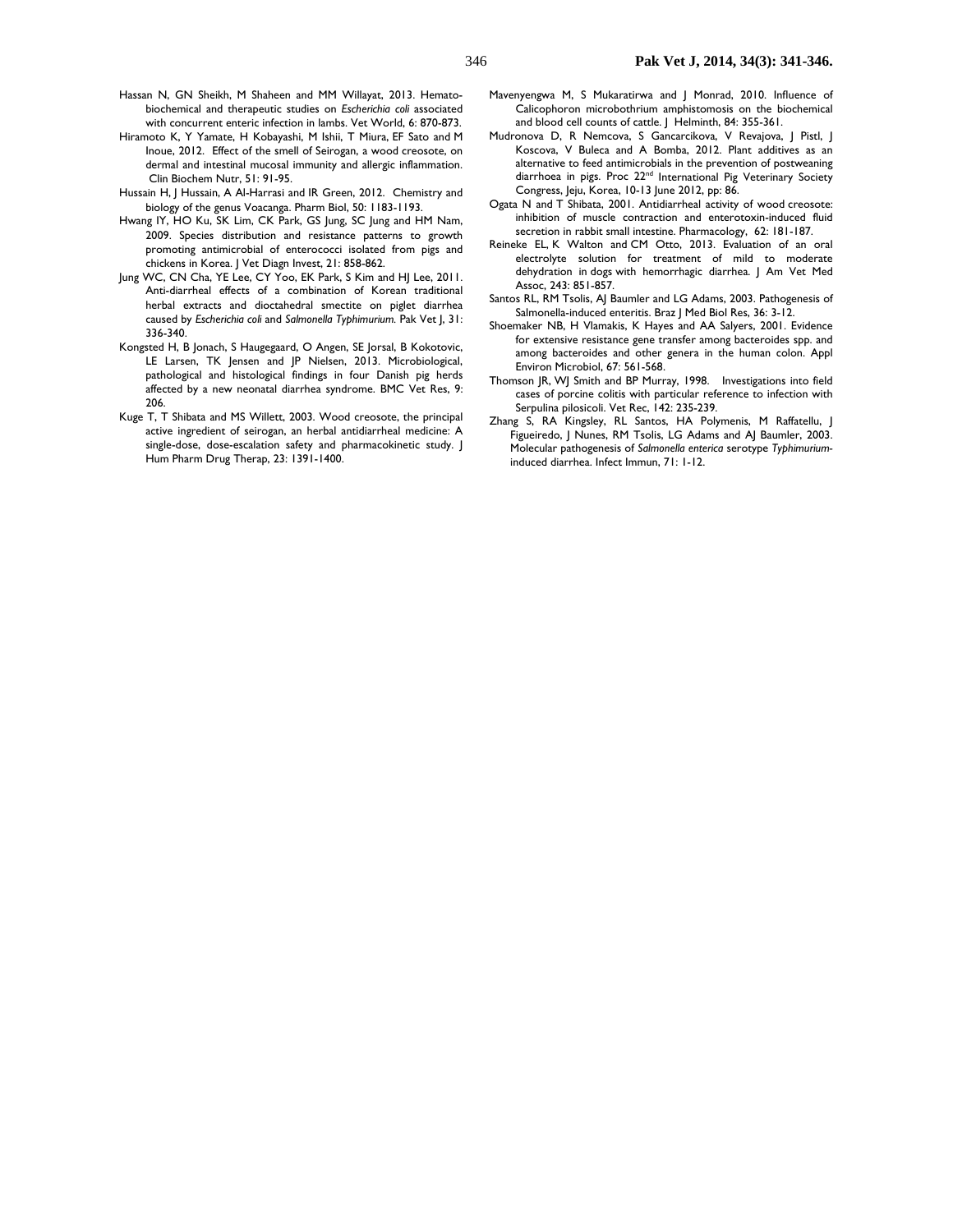Hassan N, GN Sheikh, M Shaheen and MM Willayat, 2013. Hemato-biochemical and therapeutic studies on *Escherichia coli* associated with concurrent enteric infection in lambs. Vet World, 6: 870-873.

Hiramoto K, Y Yamate, H Kobayashi, M Ishii, T Miura, EF Sato and M Inoue, 2012. Effect of the smell of Seirogan, a wood creosote, on dermal and intestinal mucosal immunity and allergic inflammation. Clin Biochem Nutr, 51: 91-95.

Hussain H, J Hussain, A Al-Harrasi and IR Green, 2012. Chemistry and biology of the genus Voacanga. Pharm Biol, 50: 1183-1193.

Hwang IY, HO Ku, SK Lim, CK Park, GS Jung, SC Jung and HM Nam, 2009. Species distribution and resistance patterns to growth promoting antimicrobial of enterococci isolated from pigs and chickens in Korea. J Vet Diagn Invest, 21: 858-862.

Jung WC, CN Cha, YE Lee, CY Yoo, EK Park, S Kim and HJ Lee, 2011. Anti-diarrheal effects of a combination of Korean traditional herbal extracts and dioctahedral smectite on piglet diarrhea caused by *Escherichia coli* and *Salmonella Typhimurium.* Pak Vet J, 31: 336-340.

Kongsted H, B Jonach, S Haugegaard, O Angen, SE Jorsal, B Kokotovic, LE Larsen, TK Jensen and JP Nielsen, 2013. Microbiological, pathological and histological findings in four Danish pig herds affected by a new neonatal diarrhea syndrome. BMC Vet Res, 9: 206.

Kuge T, T Shibata and MS Willett, 2003. Wood creosote, the principal active ingredient of seirogan, an herbal antidiarrheal medicine: A single-dose, dose-escalation safety and pharmacokinetic study. J Hum Pharm Drug Therap, 23: 1391-1400.

Mavenyengwa M, S Mukaratirwa and J Monrad, 2010. Influence of Calicophoron microbothrium amphistomosis on the biochemical and blood cell counts of cattle. J Helminth, 84: 355-361.

Mudronova D, R Nemcova, S Gancarcikova, V Revajova, J Pistl, J Koscova, V Buleca and A Bomba, 2012. Plant additives as an alternative to feed antimicrobials in the prevention of postweaning diarrhoea in pigs. Proc 22nd International Pig Veterinary Society Congress, Jeju, Korea, 10-13 June 2012, pp: 86.

Ogata N and T Shibata, 2001. Antidiarrheal activity of wood creosote: inhibition of muscle contraction and enterotoxin-induced fluid secretion in rabbit small intestine. Pharmacology, 62: 181-187.

Reineke EL, K Walton and CM Otto, 2013. Evaluation of an oral electrolyte solution for treatment of mild to moderate dehydration in dogs with hemorrhagic diarrhea. J Am Vet Med Assoc, 243: 851-857.

Santos RL, RM Tsolis, AJ Baumler and LG Adams, 2003. Pathogenesis of Salmonella-induced enteritis. Braz J Med Biol Res, 36: 3-12.

Shoemaker NB, H Vlamakis, K Hayes and AA Salyers, 2001. Evidence for extensive resistance gene transfer among bacteroides spp. and among bacteroides and other genera in the human colon. Appl Environ Microbiol, 67: 561-568.

Thomson JR, WJ Smith and BP Murray, 1998. Investigations into field cases of porcine colitis with particular reference to infection with Serpulina pilosicoli. Vet Rec, 142: 235-239.

Zhang S, RA Kingsley, RL Santos, HA Polymenis, M Raffatellu, J Figueiredo, J Nunes, RM Tsolis, LG Adams and AJ Baumler, 2003. Molecular pathogenesis of *Salmonella enterica* serotype *Typhimurium*-induced diarrhea. Infect Immun, 71: 1-12.